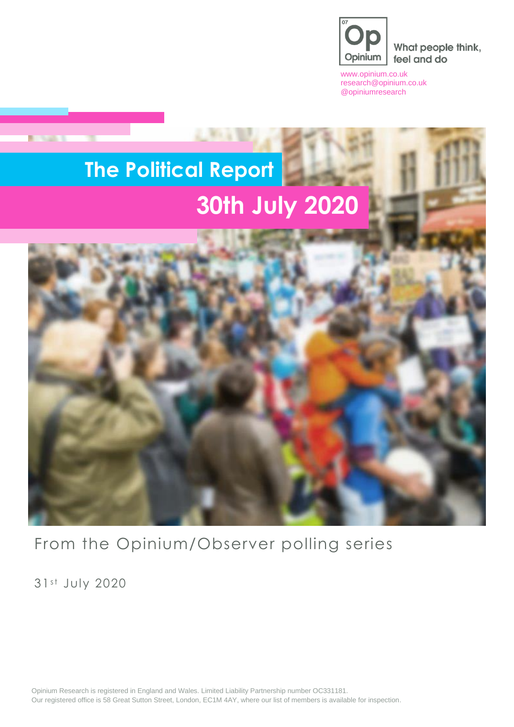Opinium

What people think, feel and do

www.opinium.co.uk
research@opinium.co.uk
@opiniumresearch

# The Political Report

# 30th July 2020

From the Opinium/Observer polling series

31st July 2020

Opinium Research is registered in England and Wales. Limited Liability Partnership number OC331181.
Our registered office is 58 Great Sutton Street, London, EC1M 4AY, where our list of members is available for inspection.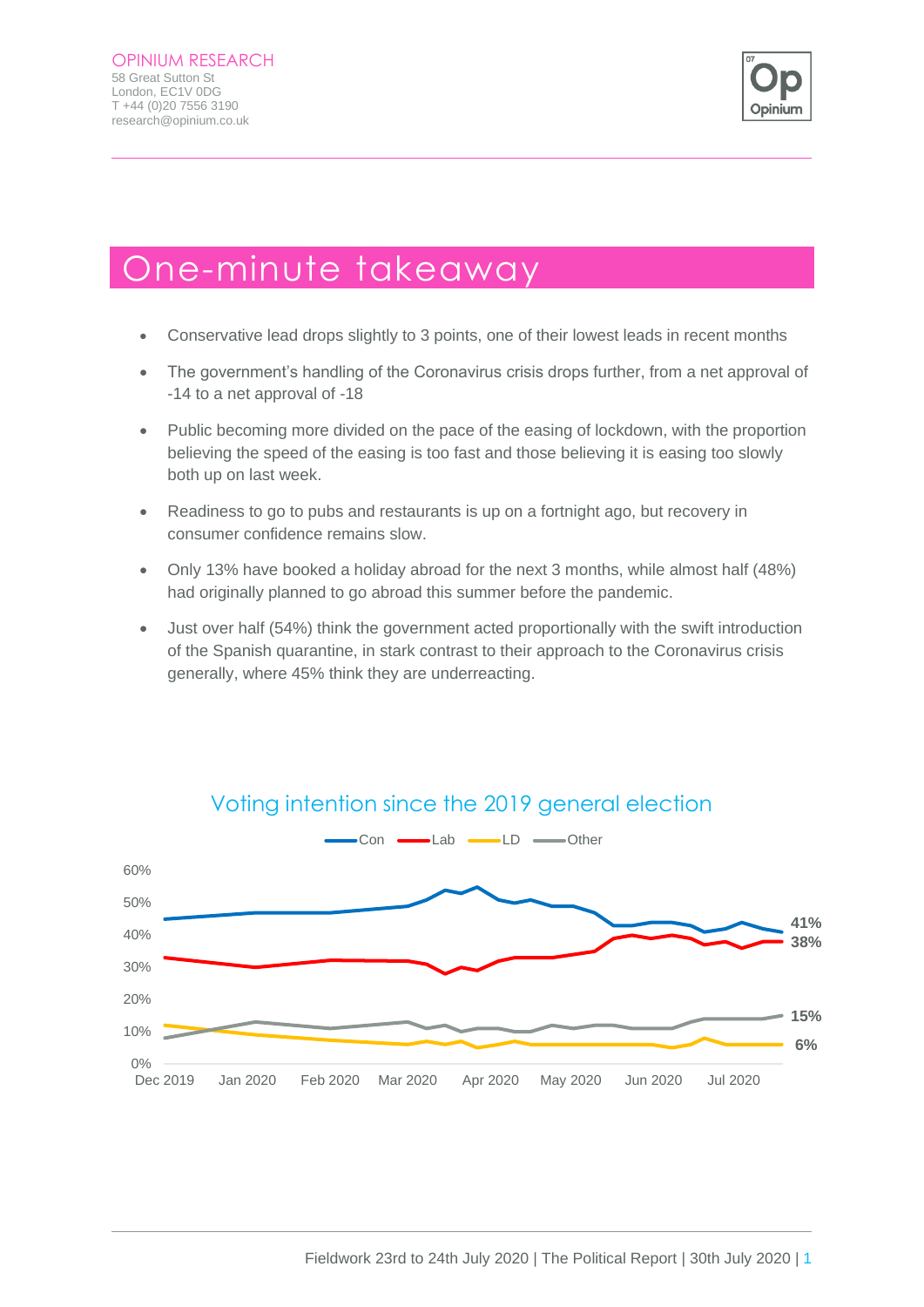OPINIUM RESEARCH
58 Great Sutton St
London, EC1V 0DG
T +44 (0)20 7556 3190
research@opinium.co.uk

# One-minute takeaway

- Conservative lead drops slightly to 3 points, one of their lowest leads in recent months
- The government's handling of the Coronavirus crisis drops further, from a net approval of -14 to a net approval of -18
- Public becoming more divided on the pace of the easing of lockdown, with the proportion believing the speed of the easing is too fast and those believing it is easing too slowly both up on last week.
- Readiness to go to pubs and restaurants is up on a fortnight ago, but recovery in consumer confidence remains slow.
- Only 13% have booked a holiday abroad for the next 3 months, while almost half (48%) had originally planned to go abroad this summer before the pandemic.
- Just over half (54%) think the government acted proportionally with the swift introduction of the Spanish quarantine, in stark contrast to their approach to the Coronavirus crisis generally, where 45% think they are underreacting.

## Voting intention since the 2019 general election

Con 41% | Lab 38% | Other 15% | LD 6%

Fieldwork 23rd to 24th July 2020 | The Political Report | 30th July 2020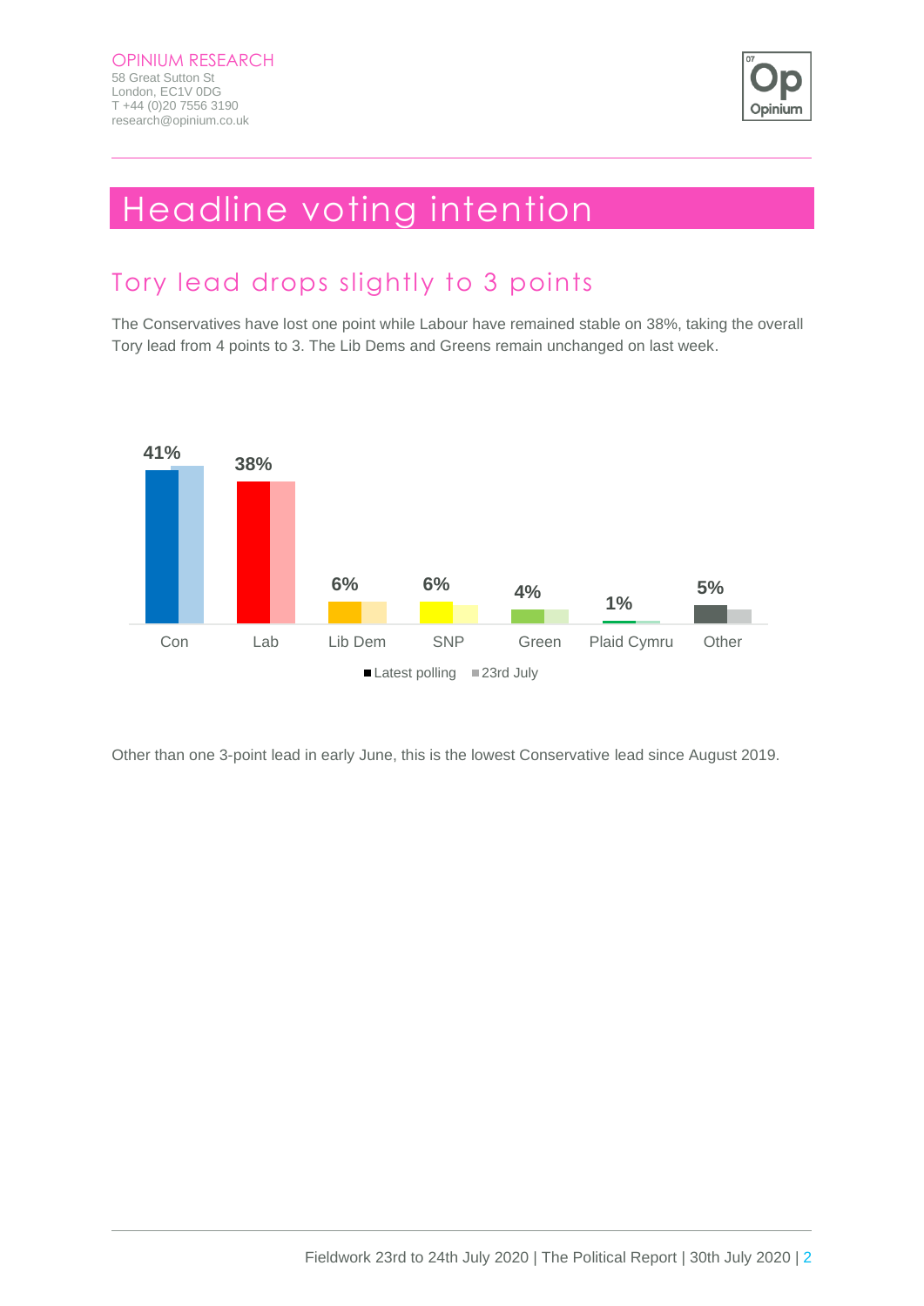# Headline voting intention

## Tory lead drops slightly to 3 points

The Conservatives have lost one point while Labour have remained stable on 38%, taking the overall Tory lead from 4 points to 3. The Lib Dems and Greens remain unchanged on last week.

| | Latest polling |
|---|---|
| Con | 41% |
| Lab | 38% |
| Lib Dem | 6% |
| SNP | 6% |
| Green | 4% |
| Plaid Cymru | 1% |
| Other | 5% |

Latest polling ■ 23rd July

Other than one 3-point lead in early June, this is the lowest Conservative lead since August 2019.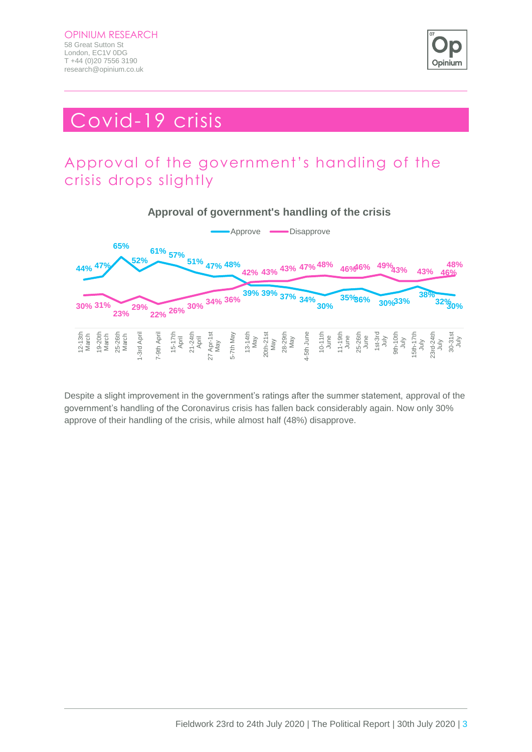# Covid-19 crisis

## Approval of the government's handling of the crisis drops slightly

**Approval of government's handling of the crisis**

| Date | Approve | Disapprove |
|---|---|---|
| 12-13th March | 44% | 30% |
| 19-20th March | 47% | 31% |
| 25-26th March | 65% | 23% |
| 1-3rd April | 52% | 29% |
| 7-9th April | 61% | 22% |
| 15-17th April | 57% | 26% |
| 21-24th April | 51% | 30% |
| 27 Apr-1st May | 47% | 34% |
| 5-7th May | 48% | 36% |
| 13-14th May | 39% | 42% |
| 20th-21st May | 39% | 43% |
| 28-29th May | 37% | 43% |
| 4-5th June | 34% | 47% |
| 10-11th June | 30% | 48% |
| 11-19th June | 35% | 46% |
| 25-26th June | 36% | 46% |
| 1st-3rd July | 30% | 49% |
| 9th-10th July | 33% | 43% |
| 15th-17th July | 38% | 43% |
| 23rd-24th July | 32% | 46% |
| 30-31st July | 30% | 48% |

Despite a slight improvement in the government's ratings after the summer statement, approval of the government's handling of the Coronavirus crisis has fallen back considerably again. Now only 30% approve of their handling of the crisis, while almost half (48%) disapprove.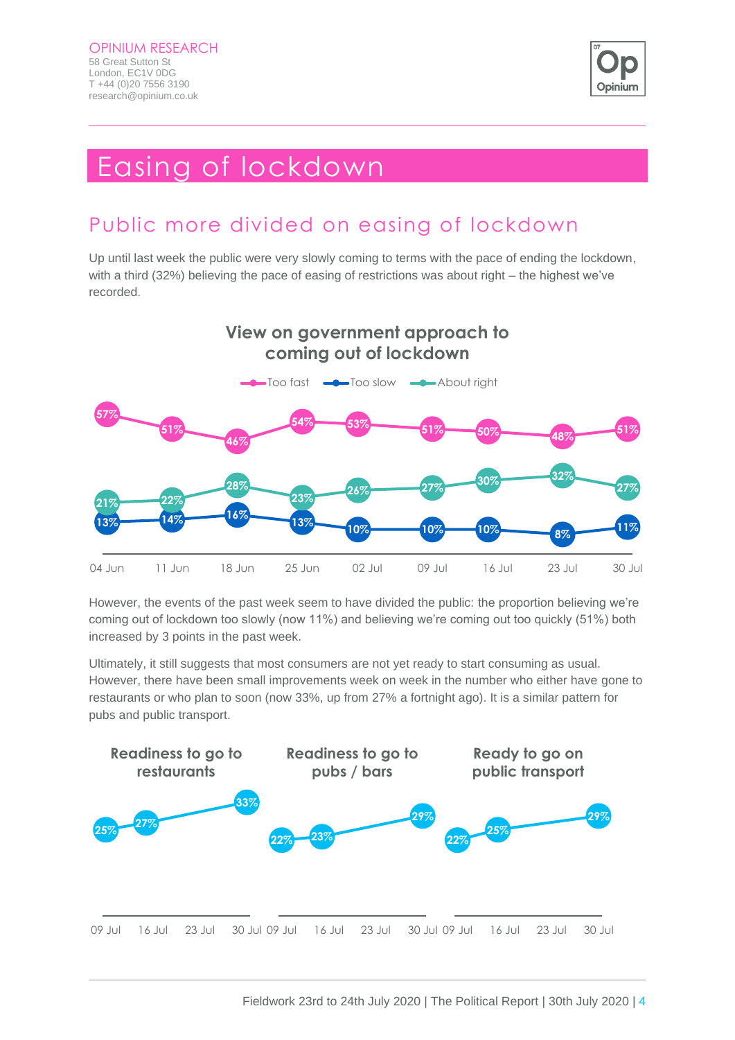# Easing of lockdown

## Public more divided on easing of lockdown

Up until last week the public were very slowly coming to terms with the pace of ending the lockdown, with a third (32%) believing the pace of easing of restrictions was about right – the highest we've recorded.

**View on government approach to coming out of lockdown**

| | 04 Jun | 11 Jun | 18 Jun | 25 Jun | 02 Jul | 09 Jul | 16 Jul | 23 Jul | 30 Jul |
|---|---|---|---|---|---|---|---|---|---|
| Too fast | 57% | 51% | 46% | 54% | 53% | 51% | 50% | 48% | 51% |
| Too slow | 13% | 14% | 16% | 13% | 10% | 10% | 10% | 8% | 11% |
| About right | 21% | 22% | 28% | 23% | 26% | 27% | 30% | 32% | 27% |

However, the events of the past week seem to have divided the public: the proportion believing we're coming out of lockdown too slowly (now 11%) and believing we're coming out too quickly (51%) both increased by 3 points in the past week.

Ultimately, it still suggests that most consumers are not yet ready to start consuming as usual. However, there have been small improvements week on week in the number who either have gone to restaurants or who plan to soon (now 33%, up from 27% a fortnight ago). It is a similar pattern for pubs and public transport.

| | 09 Jul | 16 Jul | 23 Jul | 30 Jul |
|---|---|---|---|---|
| Readiness to go to restaurants | 25% | 27% | | 33% |
| Readiness to go to pubs / bars | 22% | 23% | | 29% |
| Ready to go on public transport | 22% | 25% | | 29% |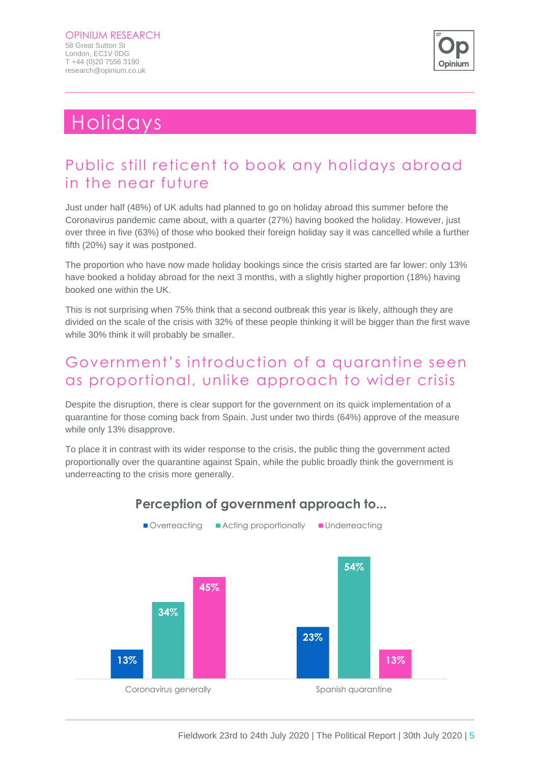# Holidays

## Public still reticent to book any holidays abroad in the near future

Just under half (48%) of UK adults had planned to go on holiday abroad this summer before the Coronavirus pandemic came about, with a quarter (27%) having booked the holiday. However, just over three in five (63%) of those who booked their foreign holiday say it was cancelled while a further fifth (20%) say it was postponed.

The proportion who have now made holiday bookings since the crisis started are far lower: only 13% have booked a holiday abroad for the next 3 months, with a slightly higher proportion (18%) having booked one within the UK.

This is not surprising when 75% think that a second outbreak this year is likely, although they are divided on the scale of the crisis with 32% of these people thinking it will be bigger than the first wave while 30% think it will probably be smaller.

## Government's introduction of a quarantine seen as proportional, unlike approach to wider crisis

Despite the disruption, there is clear support for the government on its quick implementation of a quarantine for those coming back from Spain. Just under two thirds (64%) approve of the measure while only 13% disapprove.

To place it in contrast with its wider response to the crisis, the public thing the government acted proportionally over the quarantine against Spain, while the public broadly think the government is underreacting to the crisis more generally.

**Perception of government approach to...**

| | Overreacting | Acting proportionally | Underreacting |
|---|---|---|---|
| Coronavirus generally | 13% | 34% | 45% |
| Spanish quarantine | 23% | 54% | 13% |

Fieldwork 23rd to 24th July 2020 | The Political Report | 30th July 2020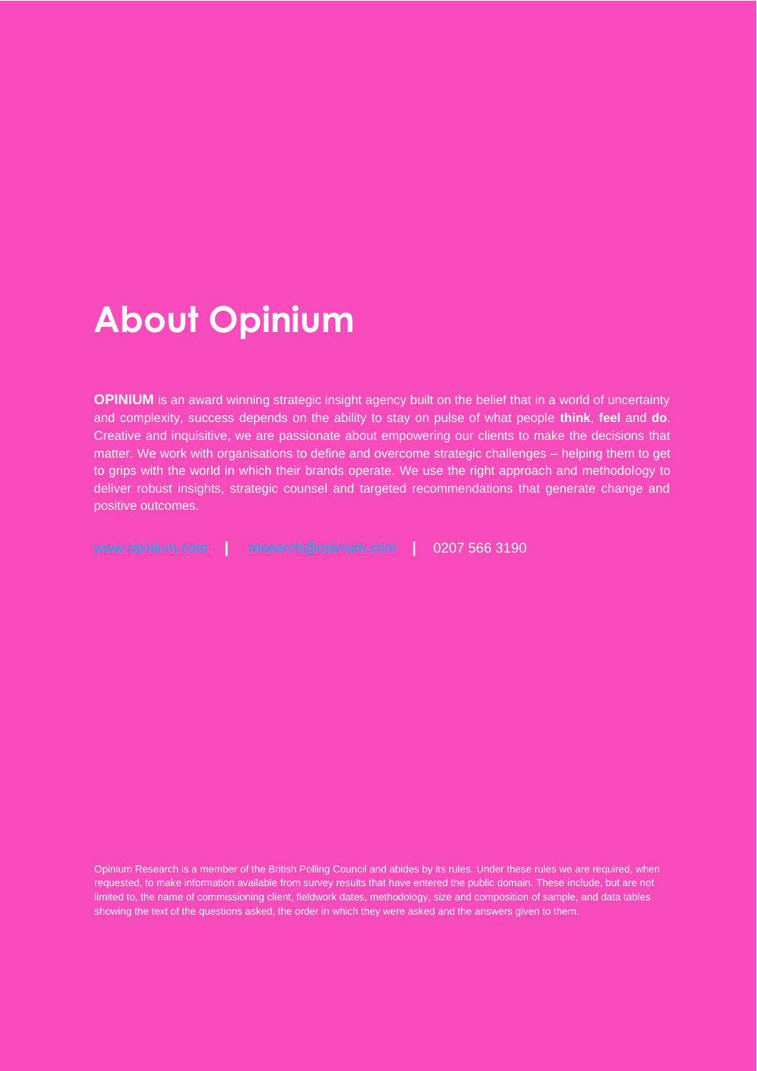# About Opinium

**OPINIUM** is an award winning strategic insight agency built on the belief that in a world of uncertainty and complexity, success depends on the ability to stay on pulse of what people **think**, **feel** and **do**. Creative and inquisitive, we are passionate about empowering our clients to make the decisions that matter. We work with organisations to define and overcome strategic challenges – helping them to get to grips with the world in which their brands operate. We use the right approach and methodology to deliver robust insights, strategic counsel and targeted recommendations that generate change and positive outcomes.

www.opinium.com | research@opinium.com | 0207 566 3190

Opinium Research is a member of the British Polling Council and abides by its rules. Under these rules we are required, when requested, to make information available from survey results that have entered the public domain. These include, but are not limited to, the name of commissioning client, fieldwork dates, methodology, size and composition of sample, and data tables showing the text of the questions asked, the order in which they were asked and the answers given to them.